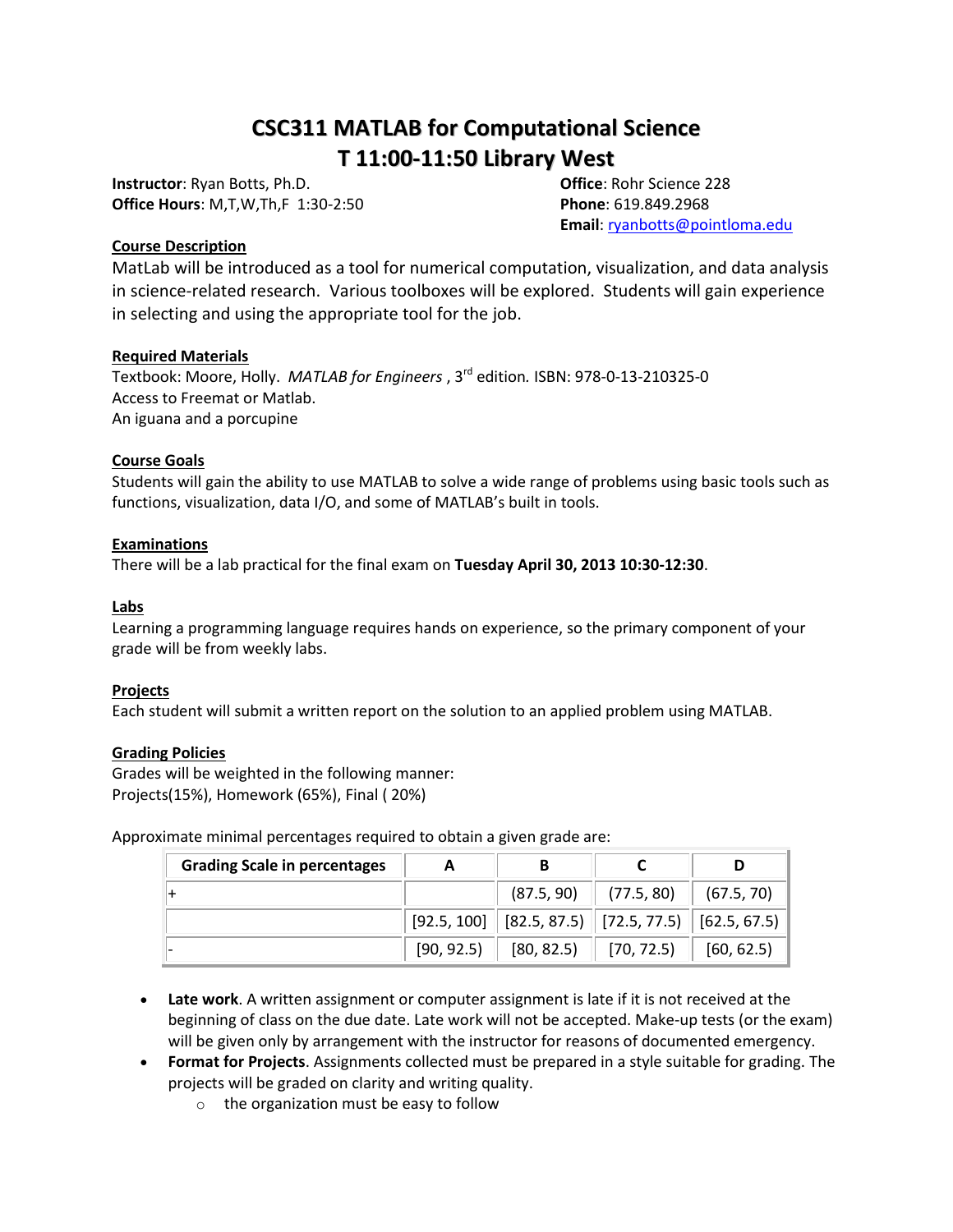# CSC311 MATLAB for Computational Science
# T 11:00-11:50 Library West

**Instructor**: Ryan Botts, Ph.D.
**Office Hours**: M,T,W,Th,F 1:30-2:50

**Office**: Rohr Science 228
**Phone**: 619.849.2968
**Email**: ryanbotts@pointloma.edu

## Course Description

MatLab will be introduced as a tool for numerical computation, visualization, and data analysis in science-related research. Various toolboxes will be explored. Students will gain experience in selecting and using the appropriate tool for the job.

## Required Materials

Textbook: Moore, Holly. *MATLAB for Engineers* , 3rd edition. ISBN: 978-0-13-210325-0
Access to Freemat or Matlab.
An iguana and a porcupine

## Course Goals

Students will gain the ability to use MATLAB to solve a wide range of problems using basic tools such as functions, visualization, data I/O, and some of MATLAB's built in tools.

## Examinations

There will be a lab practical for the final exam on **Tuesday April 30, 2013 10:30-12:30**.

## Labs

Learning a programming language requires hands on experience, so the primary component of your grade will be from weekly labs.

## Projects

Each student will submit a written report on the solution to an applied problem using MATLAB.

## Grading Policies

Grades will be weighted in the following manner:
Projects(15%), Homework (65%), Final ( 20%)

Approximate minimal percentages required to obtain a given grade are:

| Grading Scale in percentages | A | B | C | D |
|---|---|---|---|---|
| + | | (87.5, 90) | (77.5, 80) | (67.5, 70) |
| | [92.5, 100] | [82.5, 87.5) | [72.5, 77.5) | [62.5, 67.5) |
| - | [90, 92.5) | [80, 82.5) | [70, 72.5) | [60, 62.5) |

- **Late work**. A written assignment or computer assignment is late if it is not received at the beginning of class on the due date. Late work will not be accepted. Make-up tests (or the exam) will be given only by arrangement with the instructor for reasons of documented emergency.
- **Format for Projects**. Assignments collected must be prepared in a style suitable for grading. The projects will be graded on clarity and writing quality.
  - the organization must be easy to follow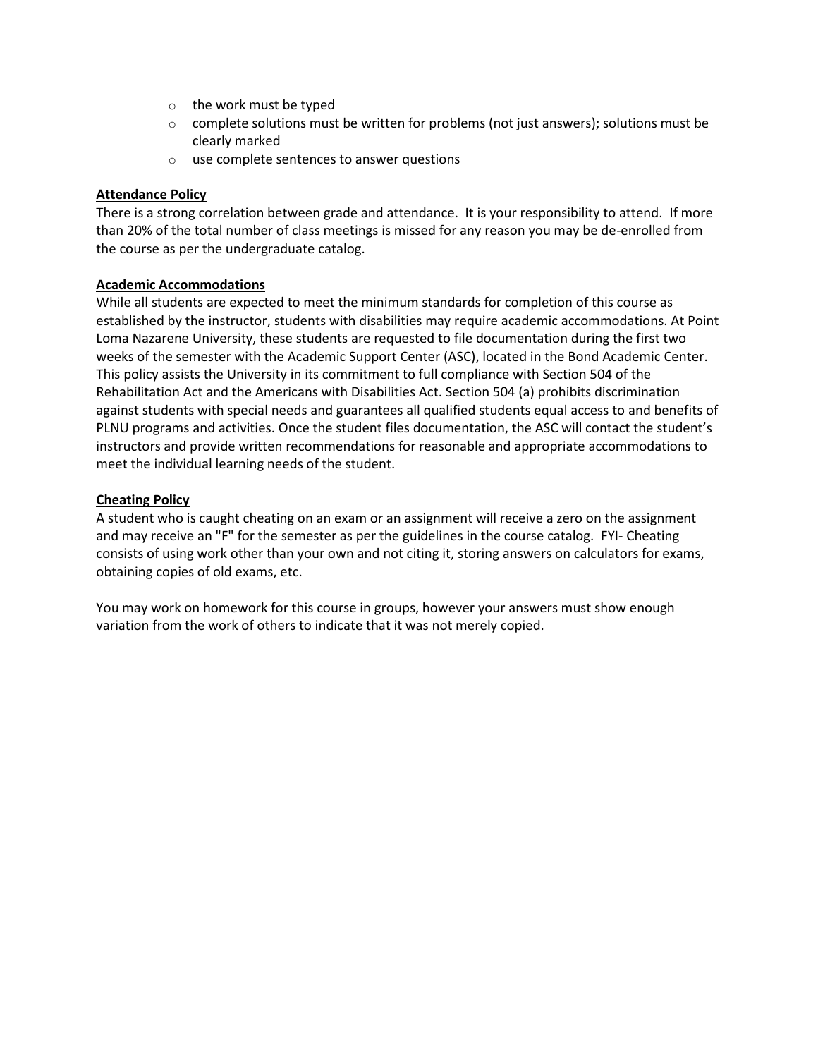- the work must be typed
- complete solutions must be written for problems (not just answers); solutions must be clearly marked
- use complete sentences to answer questions

**Attendance Policy**

There is a strong correlation between grade and attendance. It is your responsibility to attend. If more than 20% of the total number of class meetings is missed for any reason you may be de-enrolled from the course as per the undergraduate catalog.

**Academic Accommodations**

While all students are expected to meet the minimum standards for completion of this course as established by the instructor, students with disabilities may require academic accommodations. At Point Loma Nazarene University, these students are requested to file documentation during the first two weeks of the semester with the Academic Support Center (ASC), located in the Bond Academic Center. This policy assists the University in its commitment to full compliance with Section 504 of the Rehabilitation Act and the Americans with Disabilities Act. Section 504 (a) prohibits discrimination against students with special needs and guarantees all qualified students equal access to and benefits of PLNU programs and activities. Once the student files documentation, the ASC will contact the student's instructors and provide written recommendations for reasonable and appropriate accommodations to meet the individual learning needs of the student.

**Cheating Policy**

A student who is caught cheating on an exam or an assignment will receive a zero on the assignment and may receive an "F" for the semester as per the guidelines in the course catalog. FYI- Cheating consists of using work other than your own and not citing it, storing answers on calculators for exams, obtaining copies of old exams, etc.

You may work on homework for this course in groups, however your answers must show enough variation from the work of others to indicate that it was not merely copied.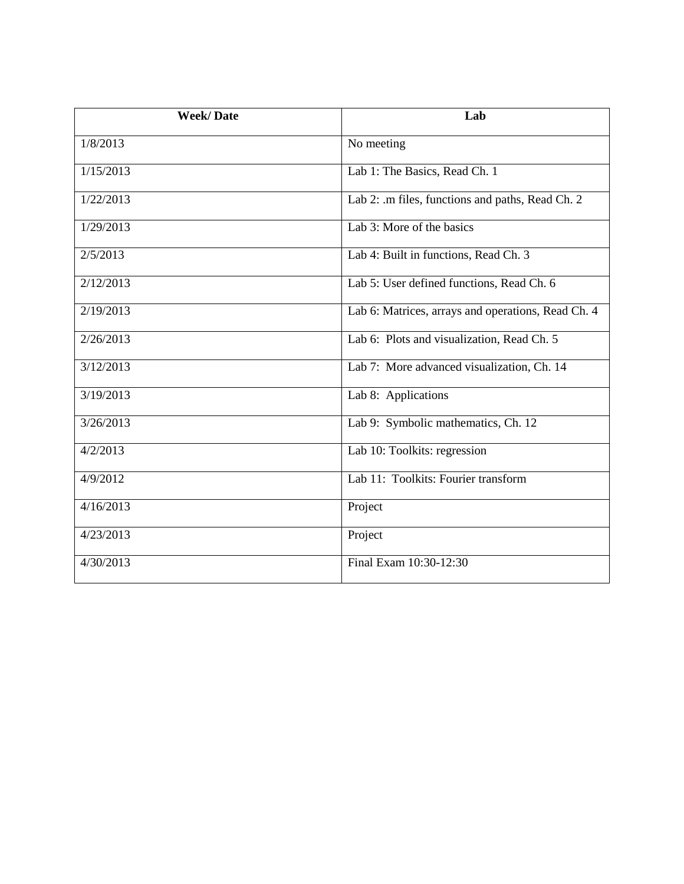| Week/ Date | Lab |
| --- | --- |
| 1/8/2013 | No meeting |
| 1/15/2013 | Lab 1: The Basics, Read Ch. 1 |
| 1/22/2013 | Lab 2: .m files, functions and paths, Read Ch. 2 |
| 1/29/2013 | Lab 3: More of the basics |
| 2/5/2013 | Lab 4: Built in functions, Read Ch. 3 |
| 2/12/2013 | Lab 5: User defined functions, Read Ch. 6 |
| 2/19/2013 | Lab 6: Matrices, arrays and operations, Read Ch. 4 |
| 2/26/2013 | Lab 6: Plots and visualization, Read Ch. 5 |
| 3/12/2013 | Lab 7: More advanced visualization, Ch. 14 |
| 3/19/2013 | Lab 8: Applications |
| 3/26/2013 | Lab 9: Symbolic mathematics, Ch. 12 |
| 4/2/2013 | Lab 10: Toolkits: regression |
| 4/9/2012 | Lab 11: Toolkits: Fourier transform |
| 4/16/2013 | Project |
| 4/23/2013 | Project |
| 4/30/2013 | Final Exam 10:30-12:30 |